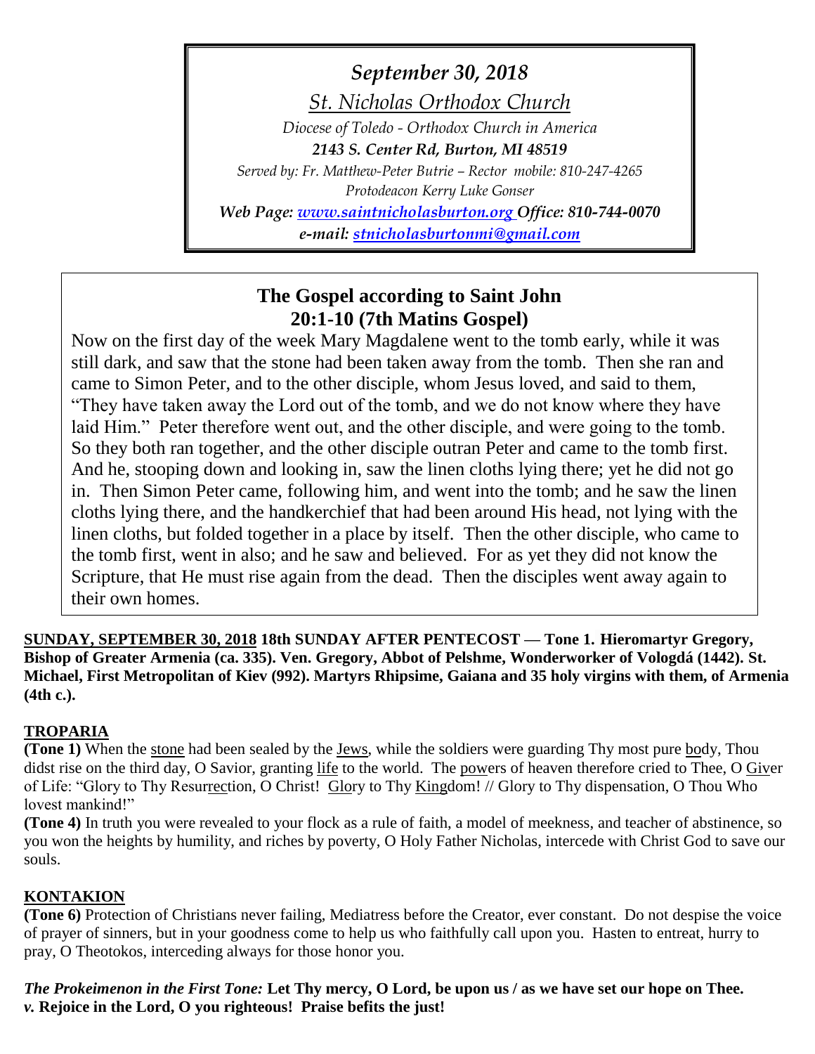*September 30, 2018*

*St. Nicholas Orthodox Church*

*Diocese of Toledo - Orthodox Church in America*

***2143 S. Center Rd, Burton, MI 48519***

*Served by: Fr. Matthew-Peter Butrie – Rector mobile: 810-247-4265*

*Protodeacon Kerry Luke Gonser*

***Web Page: [www.saintnicholasburton.org](http://www.saintnicholasburton.org) Office: 810-744-0070***

***e-mail: [stnicholasburtonmi@gmail.com](mailto:stnicholasburtonmi@gmail.com)***

## The Gospel according to Saint John 20:1-10 (7th Matins Gospel)

Now on the first day of the week Mary Magdalene went to the tomb early, while it was still dark, and saw that the stone had been taken away from the tomb. Then she ran and came to Simon Peter, and to the other disciple, whom Jesus loved, and said to them, "They have taken away the Lord out of the tomb, and we do not know where they have laid Him." Peter therefore went out, and the other disciple, and were going to the tomb. So they both ran together, and the other disciple outran Peter and came to the tomb first. And he, stooping down and looking in, saw the linen cloths lying there; yet he did not go in. Then Simon Peter came, following him, and went into the tomb; and he saw the linen cloths lying there, and the handkerchief that had been around His head, not lying with the linen cloths, but folded together in a place by itself. Then the other disciple, who came to the tomb first, went in also; and he saw and believed. For as yet they did not know the Scripture, that He must rise again from the dead. Then the disciples went away again to their own homes.

**SUNDAY, SEPTEMBER 30, 2018 18th SUNDAY AFTER PENTECOST — Tone 1. Hieromartyr Gregory, Bishop of Greater Armenia (ca. 335). Ven. Gregory, Abbot of Pelshme, Wonderworker of Vologdá (1442). St. Michael, First Metropolitan of Kiev (992). Martyrs Rhipsime, Gaiana and 35 holy virgins with them, of Armenia (4th c.).**

**TROPARIA**

**(Tone 1)** When the stone had been sealed by the Jews, while the soldiers were guarding Thy most pure body, Thou didst rise on the third day, O Savior, granting life to the world. The powers of heaven therefore cried to Thee, O Giver of Life: "Glory to Thy Resurrection, O Christ! Glory to Thy Kingdom! // Glory to Thy dispensation, O Thou Who lovest mankind!"

**(Tone 4)** In truth you were revealed to your flock as a rule of faith, a model of meekness, and teacher of abstinence, so you won the heights by humility, and riches by poverty, O Holy Father Nicholas, intercede with Christ God to save our souls.

**KONTAKION**

**(Tone 6)** Protection of Christians never failing, Mediatress before the Creator, ever constant. Do not despise the voice of prayer of sinners, but in your goodness come to help us who faithfully call upon you. Hasten to entreat, hurry to pray, O Theotokos, interceding always for those honor you.

***The Prokeimenon in the First Tone:*** **Let Thy mercy, O Lord, be upon us / as we have set our hope on Thee.**
***v.*** **Rejoice in the Lord, O you righteous! Praise befits the just!**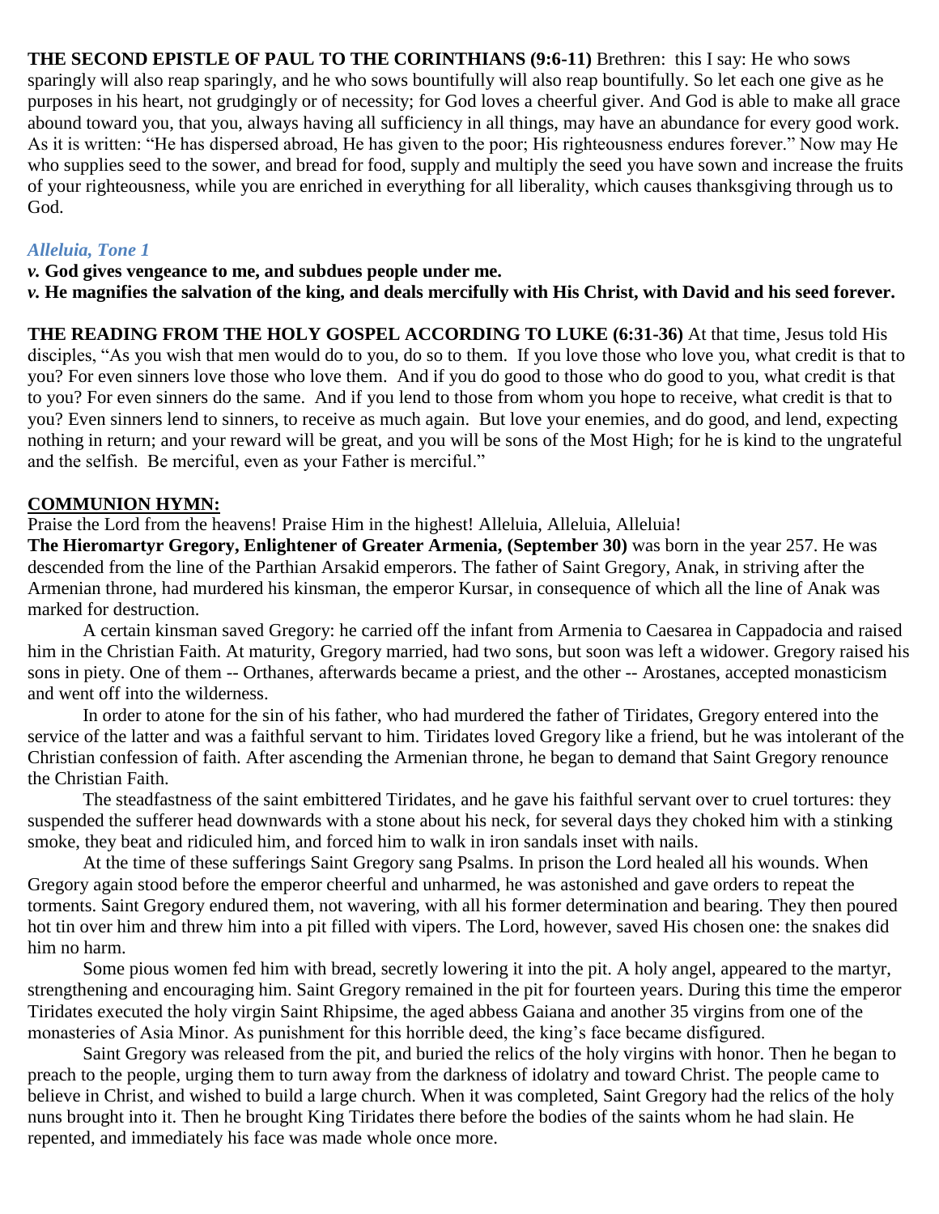**THE SECOND EPISTLE OF PAUL TO THE CORINTHIANS (9:6-11)** Brethren: this I say: He who sows sparingly will also reap sparingly, and he who sows bountifully will also reap bountifully. So let each one give as he purposes in his heart, not grudgingly or of necessity; for God loves a cheerful giver. And God is able to make all grace abound toward you, that you, always having all sufficiency in all things, may have an abundance for every good work. As it is written: "He has dispersed abroad, He has given to the poor; His righteousness endures forever." Now may He who supplies seed to the sower, and bread for food, supply and multiply the seed you have sown and increase the fruits of your righteousness, while you are enriched in everything for all liberality, which causes thanksgiving through us to God.

***Alleluia, Tone 1***

***v.*** **God gives vengeance to me, and subdues people under me.**

***v.*** **He magnifies the salvation of the king, and deals mercifully with His Christ, with David and his seed forever.**

**THE READING FROM THE HOLY GOSPEL ACCORDING TO LUKE (6:31-36)** At that time, Jesus told His disciples, "As you wish that men would do to you, do so to them. If you love those who love you, what credit is that to you? For even sinners love those who love them. And if you do good to those who do good to you, what credit is that to you? For even sinners do the same. And if you lend to those from whom you hope to receive, what credit is that to you? Even sinners lend to sinners, to receive as much again. But love your enemies, and do good, and lend, expecting nothing in return; and your reward will be great, and you will be sons of the Most High; for he is kind to the ungrateful and the selfish. Be merciful, even as your Father is merciful."

**COMMUNION HYMN:**

Praise the Lord from the heavens! Praise Him in the highest! Alleluia, Alleluia, Alleluia!

**The Hieromartyr Gregory, Enlightener of Greater Armenia, (September 30)** was born in the year 257. He was descended from the line of the Parthian Arsakid emperors. The father of Saint Gregory, Anak, in striving after the Armenian throne, had murdered his kinsman, the emperor Kursar, in consequence of which all the line of Anak was marked for destruction.

A certain kinsman saved Gregory: he carried off the infant from Armenia to Caesarea in Cappadocia and raised him in the Christian Faith. At maturity, Gregory married, had two sons, but soon was left a widower. Gregory raised his sons in piety. One of them -- Orthanes, afterwards became a priest, and the other -- Arostanes, accepted monasticism and went off into the wilderness.

In order to atone for the sin of his father, who had murdered the father of Tiridates, Gregory entered into the service of the latter and was a faithful servant to him. Tiridates loved Gregory like a friend, but he was intolerant of the Christian confession of faith. After ascending the Armenian throne, he began to demand that Saint Gregory renounce the Christian Faith.

The steadfastness of the saint embittered Tiridates, and he gave his faithful servant over to cruel tortures: they suspended the sufferer head downwards with a stone about his neck, for several days they choked him with a stinking smoke, they beat and ridiculed him, and forced him to walk in iron sandals inset with nails.

At the time of these sufferings Saint Gregory sang Psalms. In prison the Lord healed all his wounds. When Gregory again stood before the emperor cheerful and unharmed, he was astonished and gave orders to repeat the torments. Saint Gregory endured them, not wavering, with all his former determination and bearing. They then poured hot tin over him and threw him into a pit filled with vipers. The Lord, however, saved His chosen one: the snakes did him no harm.

Some pious women fed him with bread, secretly lowering it into the pit. A holy angel, appeared to the martyr, strengthening and encouraging him. Saint Gregory remained in the pit for fourteen years. During this time the emperor Tiridates executed the holy virgin Saint Rhipsime, the aged abbess Gaiana and another 35 virgins from one of the monasteries of Asia Minor. As punishment for this horrible deed, the king's face became disfigured.

Saint Gregory was released from the pit, and buried the relics of the holy virgins with honor. Then he began to preach to the people, urging them to turn away from the darkness of idolatry and toward Christ. The people came to believe in Christ, and wished to build a large church. When it was completed, Saint Gregory had the relics of the holy nuns brought into it. Then he brought King Tiridates there before the bodies of the saints whom he had slain. He repented, and immediately his face was made whole once more.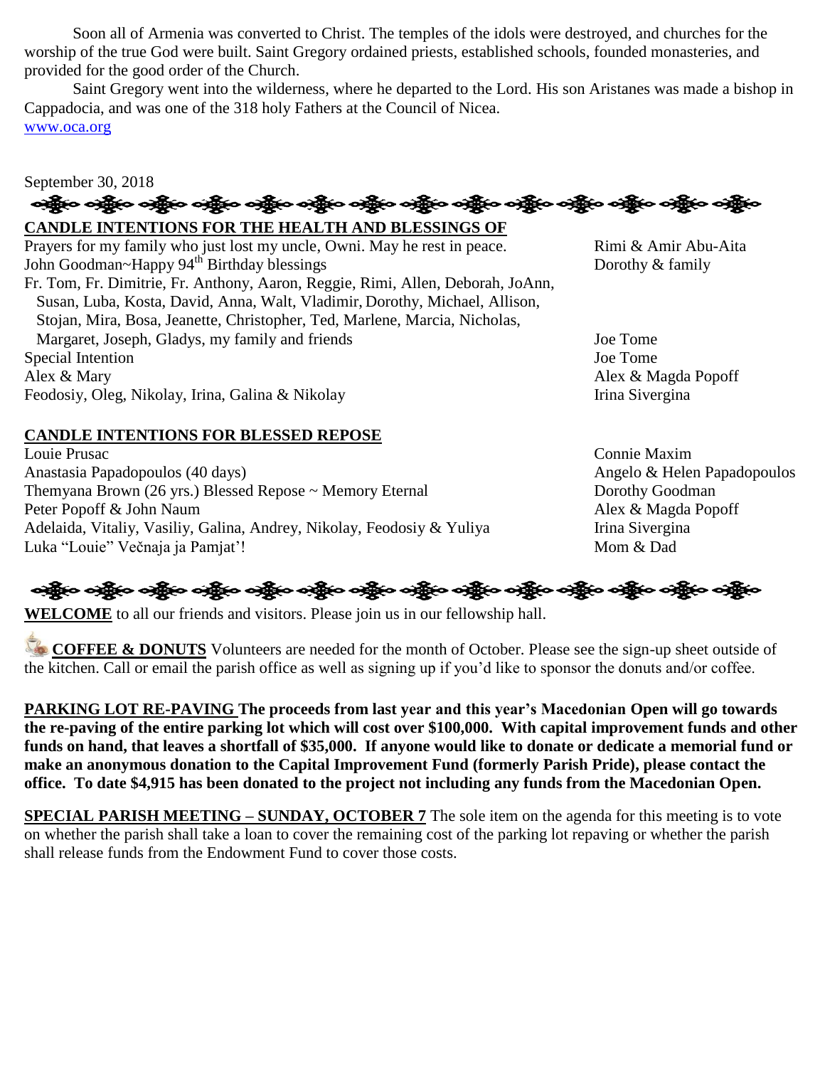Soon all of Armenia was converted to Christ. The temples of the idols were destroyed, and churches for the worship of the true God were built. Saint Gregory ordained priests, established schools, founded monasteries, and provided for the good order of the Church.

Saint Gregory went into the wilderness, where he departed to the Lord. His son Aristanes was made a bishop in Cappadocia, and was one of the 318 holy Fathers at the Council of Nicea.
www.oca.org

September 30, 2018

**CANDLE INTENTIONS FOR THE HEALTH AND BLESSINGS OF**

| Intention | Offered by |
|---|---|
| Prayers for my family who just lost my uncle, Owni. May he rest in peace. | Rimi & Amir Abu-Aita |
| John Goodman~Happy 94th Birthday blessings | Dorothy & family |
| Fr. Tom, Fr. Dimitrie, Fr. Anthony, Aaron, Reggie, Rimi, Allen, Deborah, JoAnn, Susan, Luba, Kosta, David, Anna, Walt, Vladimir, Dorothy, Michael, Allison, Stojan, Mira, Bosa, Jeanette, Christopher, Ted, Marlene, Marcia, Nicholas, Margaret, Joseph, Gladys, my family and friends | Joe Tome |
| Special Intention | Joe Tome |
| Alex & Mary | Alex & Magda Popoff |
| Feodosiy, Oleg, Nikolay, Irina, Galina & Nikolay | Irina Sivergina |

**CANDLE INTENTIONS FOR BLESSED REPOSE**

| Intention | Offered by |
|---|---|
| Louie Prusac | Connie Maxim |
| Anastasia Papadopoulos (40 days) | Angelo & Helen Papadopoulos |
| Themyana Brown (26 yrs.) Blessed Repose ~ Memory Eternal | Dorothy Goodman |
| Peter Popoff & John Naum | Alex & Magda Popoff |
| Adelaida, Vitaliy, Vasiliy, Galina, Andrey, Nikolay, Feodosiy & Yuliya | Irina Sivergina |
| Luka "Louie" Večnaja ja Pamjat'! | Mom & Dad |

**WELCOME** to all our friends and visitors. Please join us in our fellowship hall.

**COFFEE & DONUTS** Volunteers are needed for the month of October. Please see the sign-up sheet outside of the kitchen. Call or email the parish office as well as signing up if you'd like to sponsor the donuts and/or coffee.

**PARKING LOT RE-PAVING The proceeds from last year and this year's Macedonian Open will go towards the re-paving of the entire parking lot which will cost over $100,000. With capital improvement funds and other funds on hand, that leaves a shortfall of $35,000. If anyone would like to donate or dedicate a memorial fund or make an anonymous donation to the Capital Improvement Fund (formerly Parish Pride), please contact the office. To date $4,915 has been donated to the project not including any funds from the Macedonian Open.**

**SPECIAL PARISH MEETING – SUNDAY, OCTOBER 7** The sole item on the agenda for this meeting is to vote on whether the parish shall take a loan to cover the remaining cost of the parking lot repaving or whether the parish shall release funds from the Endowment Fund to cover those costs.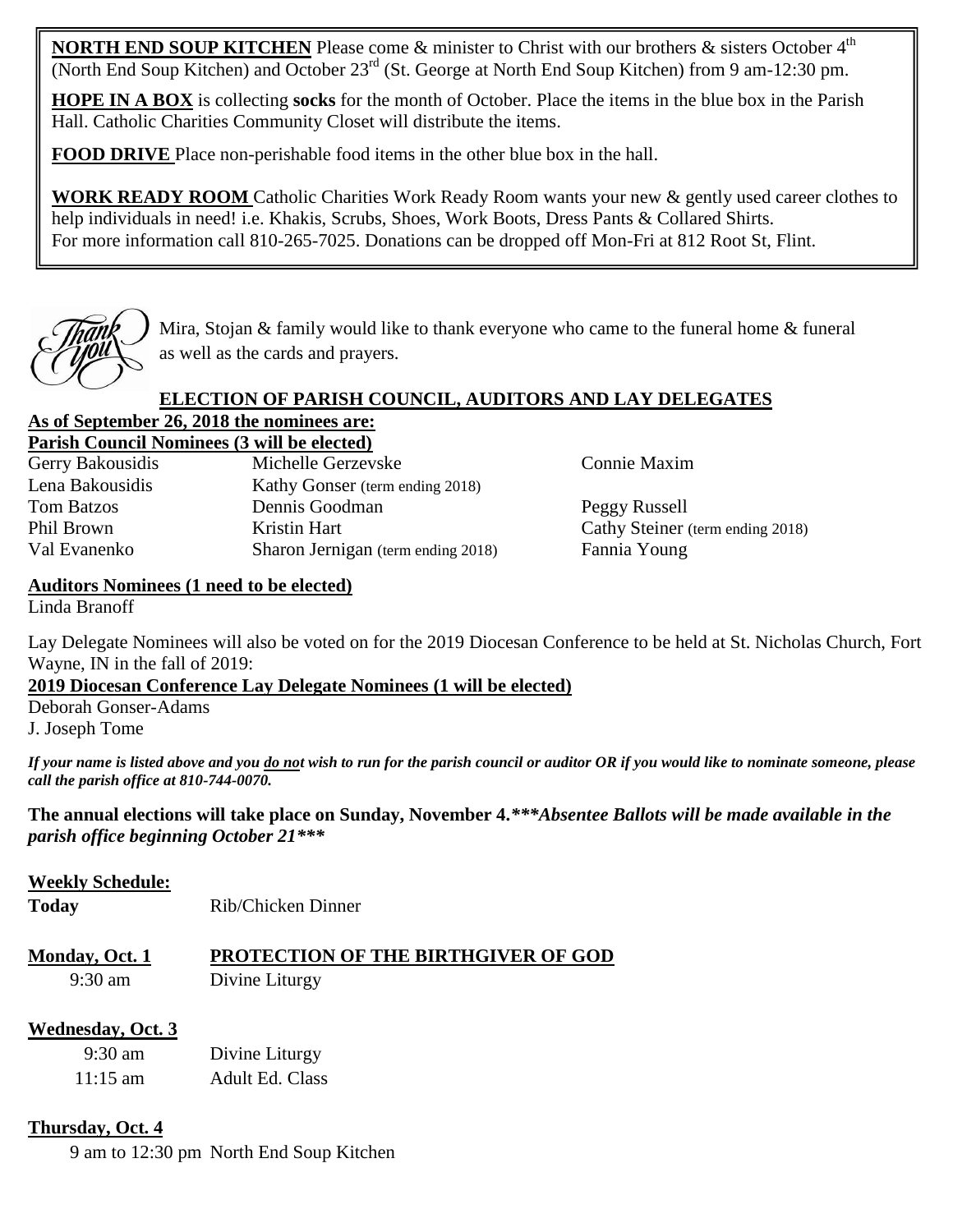**NORTH END SOUP KITCHEN** Please come & minister to Christ with our brothers & sisters October 4th (North End Soup Kitchen) and October 23rd (St. George at North End Soup Kitchen) from 9 am-12:30 pm.

**HOPE IN A BOX** is collecting **socks** for the month of October. Place the items in the blue box in the Parish Hall. Catholic Charities Community Closet will distribute the items.

**FOOD DRIVE** Place non-perishable food items in the other blue box in the hall.

**WORK READY ROOM** Catholic Charities Work Ready Room wants your new & gently used career clothes to help individuals in need! i.e. Khakis, Scrubs, Shoes, Work Boots, Dress Pants & Collared Shirts. For more information call 810-265-7025. Donations can be dropped off Mon-Fri at 812 Root St, Flint.

Mira, Stojan & family would like to thank everyone who came to the funeral home & funeral as well as the cards and prayers.

## ELECTION OF PARISH COUNCIL, AUDITORS AND LAY DELEGATES

**As of September 26, 2018 the nominees are:**

**Parish Council Nominees (3 will be elected)**

| | | |
|---|---|---|
| Gerry Bakousidis | Michelle Gerzevske | Connie Maxim |
| Lena Bakousidis | Kathy Gonser (term ending 2018) | |
| Tom Batzos | Dennis Goodman | Peggy Russell |
| Phil Brown | Kristin Hart | Cathy Steiner (term ending 2018) |
| Val Evanenko | Sharon Jernigan (term ending 2018) | Fannia Young |

**Auditors Nominees (1 need to be elected)**

Linda Branoff

Lay Delegate Nominees will also be voted on for the 2019 Diocesan Conference to be held at St. Nicholas Church, Fort Wayne, IN in the fall of 2019:

**2019 Diocesan Conference Lay Delegate Nominees (1 will be elected)**

Deborah Gonser-Adams
J. Joseph Tome

***If your name is listed above and you do not wish to run for the parish council or auditor OR if you would like to nominate someone, please call the parish office at 810-744-0070.***

**The annual elections will take place on Sunday, November 4.*****Absentee Ballots will be made available in the parish office beginning October 21*****

**Weekly Schedule:**

**Today** Rib/Chicken Dinner

**Monday, Oct. 1** **PROTECTION OF THE BIRTHGIVER OF GOD**

9:30 am Divine Liturgy

**Wednesday, Oct. 3**

9:30 am Divine Liturgy
11:15 am Adult Ed. Class

**Thursday, Oct. 4**

9 am to 12:30 pm North End Soup Kitchen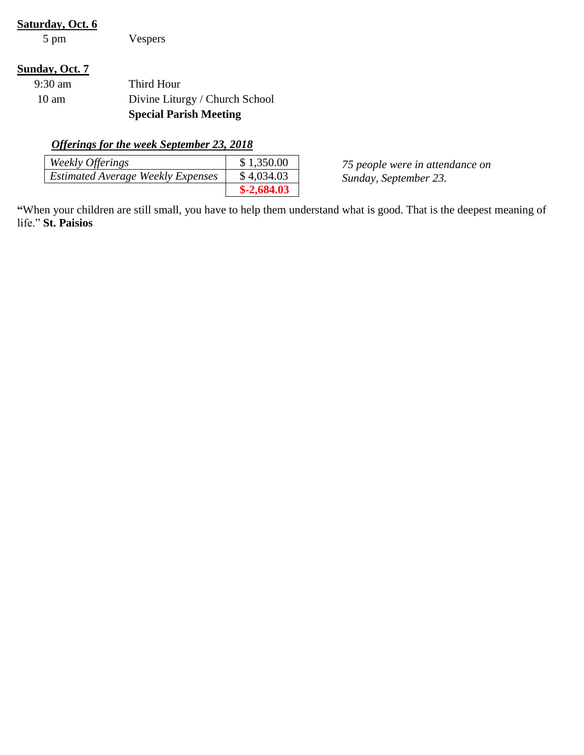**Saturday, Oct. 6**

5 pm Vespers

**Sunday, Oct. 7**

9:30 am Third Hour

10 am Divine Liturgy / Church School

**Special Parish Meeting**

***Offerings for the week September 23, 2018***

| | |
|---|---|
| *Weekly Offerings* | $ 1,350.00 |
| *Estimated Average Weekly Expenses* | $ 4,034.03 |
| | **$-2,684.03** |

*75 people were in attendance on Sunday, September 23.*

**"**When your children are still small, you have to help them understand what is good. That is the deepest meaning of life." **St. Paisios**